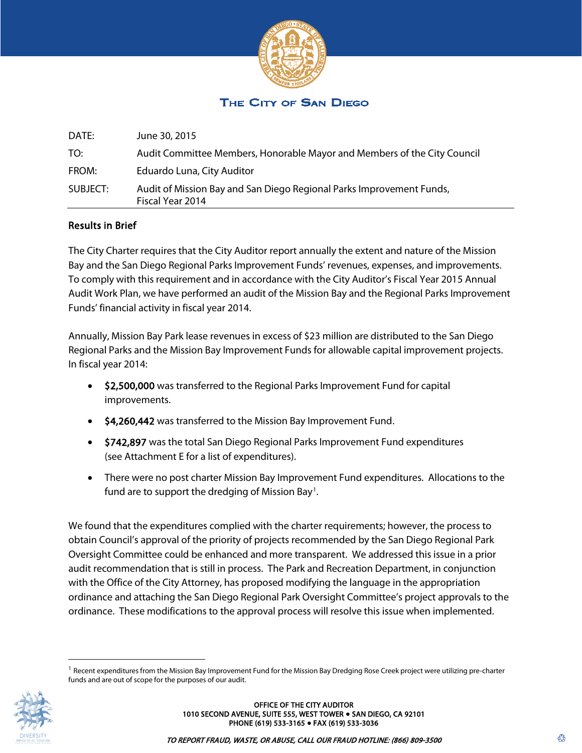# THE CITY OF SAN DIEGO

| | |
|---|---|
| DATE: | June 30, 2015 |
| TO: | Audit Committee Members, Honorable Mayor and Members of the City Council |
| FROM: | Eduardo Luna, City Auditor |
| SUBJECT: | Audit of Mission Bay and San Diego Regional Parks Improvement Funds, Fiscal Year 2014 |

## Results in Brief

The City Charter requires that the City Auditor report annually the extent and nature of the Mission Bay and the San Diego Regional Parks Improvement Funds' revenues, expenses, and improvements. To comply with this requirement and in accordance with the City Auditor's Fiscal Year 2015 Annual Audit Work Plan, we have performed an audit of the Mission Bay and the Regional Parks Improvement Funds' financial activity in fiscal year 2014.

Annually, Mission Bay Park lease revenues in excess of $23 million are distributed to the San Diego Regional Parks and the Mission Bay Improvement Funds for allowable capital improvement projects. In fiscal year 2014:

- **$2,500,000** was transferred to the Regional Parks Improvement Fund for capital improvements.
- **$4,260,442** was transferred to the Mission Bay Improvement Fund.
- **$742,897** was the total San Diego Regional Parks Improvement Fund expenditures (see Attachment E for a list of expenditures).
- There were no post charter Mission Bay Improvement Fund expenditures. Allocations to the fund are to support the dredging of Mission Bay[1].

We found that the expenditures complied with the charter requirements; however, the process to obtain Council's approval of the priority of projects recommended by the San Diego Regional Park Oversight Committee could be enhanced and more transparent. We addressed this issue in a prior audit recommendation that is still in process. The Park and Recreation Department, in conjunction with the Office of the City Attorney, has proposed modifying the language in the appropriation ordinance and attaching the San Diego Regional Park Oversight Committee's project approvals to the ordinance. These modifications to the approval process will resolve this issue when implemented.

[1] Recent expenditures from the Mission Bay Improvement Fund for the Mission Bay Dredging Rose Creek project were utilizing pre-charter funds and are out of scope for the purposes of our audit.

OFFICE OF THE CITY AUDITOR
1010 SECOND AVENUE, SUITE 555, WEST TOWER • SAN DIEGO, CA 92101
PHONE (619) 533-3165 • FAX (619) 533-3036

*TO REPORT FRAUD, WASTE, OR ABUSE, CALL OUR FRAUD HOTLINE: (866) 809-3500*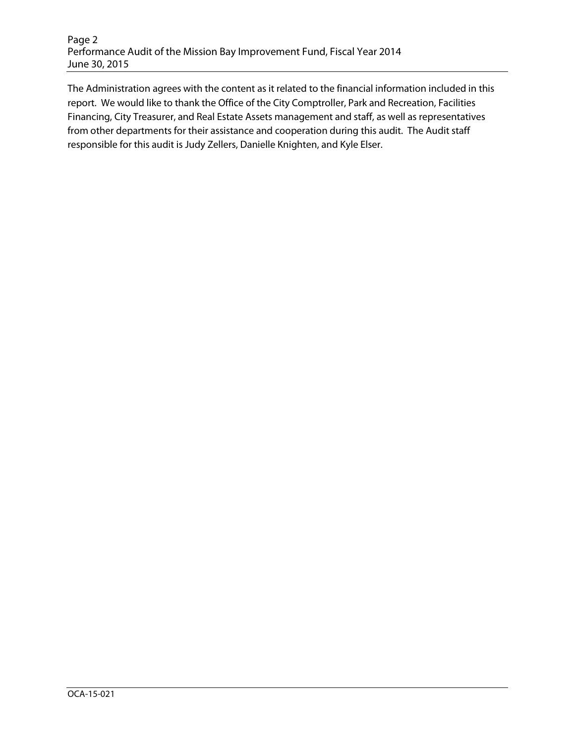The Administration agrees with the content as it related to the financial information included in this report. We would like to thank the Office of the City Comptroller, Park and Recreation, Facilities Financing, City Treasurer, and Real Estate Assets management and staff, as well as representatives from other departments for their assistance and cooperation during this audit. The Audit staff responsible for this audit is Judy Zellers, Danielle Knighten, and Kyle Elser.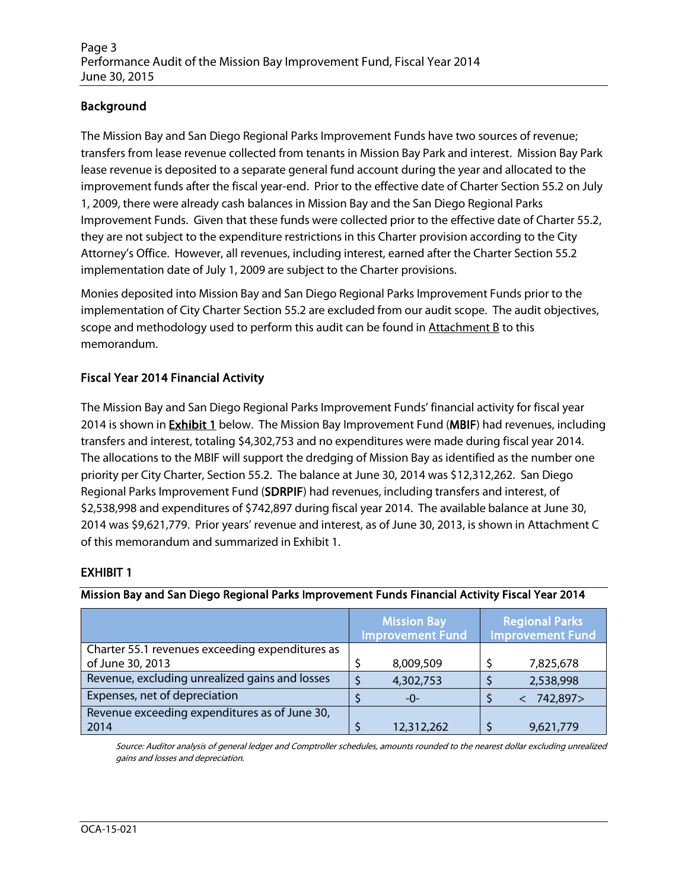## Background

The Mission Bay and San Diego Regional Parks Improvement Funds have two sources of revenue; transfers from lease revenue collected from tenants in Mission Bay Park and interest. Mission Bay Park lease revenue is deposited to a separate general fund account during the year and allocated to the improvement funds after the fiscal year-end. Prior to the effective date of Charter Section 55.2 on July 1, 2009, there were already cash balances in Mission Bay and the San Diego Regional Parks Improvement Funds. Given that these funds were collected prior to the effective date of Charter 55.2, they are not subject to the expenditure restrictions in this Charter provision according to the City Attorney's Office. However, all revenues, including interest, earned after the Charter Section 55.2 implementation date of July 1, 2009 are subject to the Charter provisions.

Monies deposited into Mission Bay and San Diego Regional Parks Improvement Funds prior to the implementation of City Charter Section 55.2 are excluded from our audit scope. The audit objectives, scope and methodology used to perform this audit can be found in Attachment B to this memorandum.

## Fiscal Year 2014 Financial Activity

The Mission Bay and San Diego Regional Parks Improvement Funds' financial activity for fiscal year 2014 is shown in **Exhibit 1** below. The Mission Bay Improvement Fund (**MBIF**) had revenues, including transfers and interest, totaling $4,302,753 and no expenditures were made during fiscal year 2014. The allocations to the MBIF will support the dredging of Mission Bay as identified as the number one priority per City Charter, Section 55.2. The balance at June 30, 2014 was $12,312,262. San Diego Regional Parks Improvement Fund (**SDRPIF**) had revenues, including transfers and interest, of $2,538,998 and expenditures of $742,897 during fiscal year 2014. The available balance at June 30, 2014 was $9,621,779. Prior years' revenue and interest, as of June 30, 2013, is shown in Attachment C of this memorandum and summarized in Exhibit 1.

### EXHIBIT 1

**Mission Bay and San Diego Regional Parks Improvement Funds Financial Activity Fiscal Year 2014**

| | Mission Bay Improvement Fund | Regional Parks Improvement Fund |
|---|---|---|
| Charter 55.1 revenues exceeding expenditures as of June 30, 2013 | $ 8,009,509 | $ 7,825,678 |
| Revenue, excluding unrealized gains and losses | $ 4,302,753 | $ 2,538,998 |
| Expenses, net of depreciation | $ -0- | $ < 742,897> |
| Revenue exceeding expenditures as of June 30, 2014 | $ 12,312,262 | $ 9,621,779 |

*Source: Auditor analysis of general ledger and Comptroller schedules, amounts rounded to the nearest dollar excluding unrealized gains and losses and depreciation.*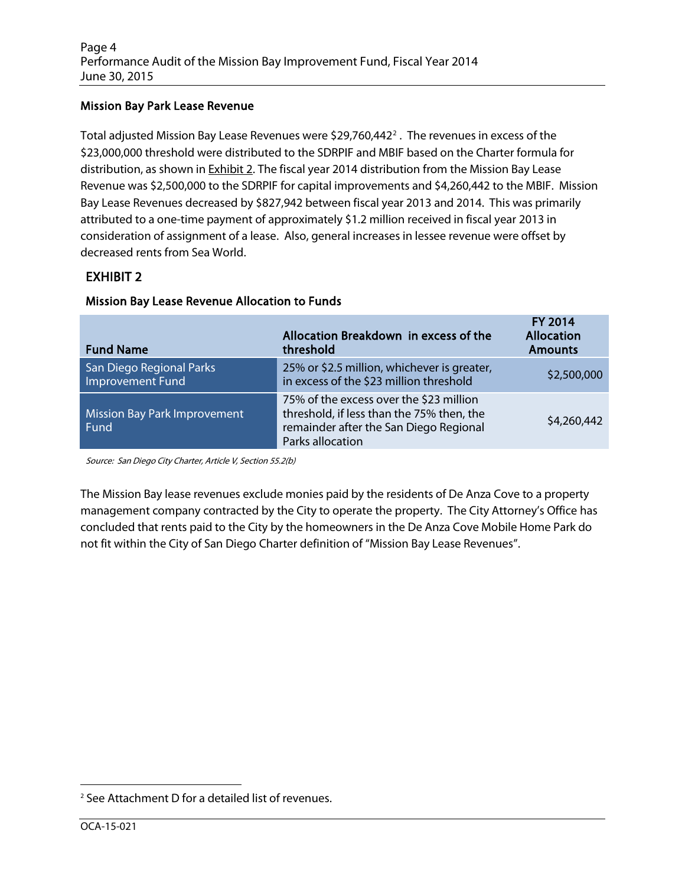## Mission Bay Park Lease Revenue

Total adjusted Mission Bay Lease Revenues were $29,760,442[2]. The revenues in excess of the $23,000,000 threshold were distributed to the SDRPIF and MBIF based on the Charter formula for distribution, as shown in Exhibit 2. The fiscal year 2014 distribution from the Mission Bay Lease Revenue was $2,500,000 to the SDRPIF for capital improvements and $4,260,442 to the MBIF. Mission Bay Lease Revenues decreased by $827,942 between fiscal year 2013 and 2014. This was primarily attributed to a one-time payment of approximately $1.2 million received in fiscal year 2013 in consideration of assignment of a lease. Also, general increases in lessee revenue were offset by decreased rents from Sea World.

## EXHIBIT 2

### Mission Bay Lease Revenue Allocation to Funds

| Fund Name | Allocation Breakdown in excess of the threshold | FY 2014 Allocation Amounts |
|---|---|---|
| San Diego Regional Parks Improvement Fund | 25% or $2.5 million, whichever is greater, in excess of the $23 million threshold | $2,500,000 |
| Mission Bay Park Improvement Fund | 75% of the excess over the $23 million threshold, if less than the 75% then, the remainder after the San Diego Regional Parks allocation | $4,260,442 |

*Source: San Diego City Charter, Article V, Section 55.2(b)*

The Mission Bay lease revenues exclude monies paid by the residents of De Anza Cove to a property management company contracted by the City to operate the property. The City Attorney's Office has concluded that rents paid to the City by the homeowners in the De Anza Cove Mobile Home Park do not fit within the City of San Diego Charter definition of "Mission Bay Lease Revenues".

[2] See Attachment D for a detailed list of revenues.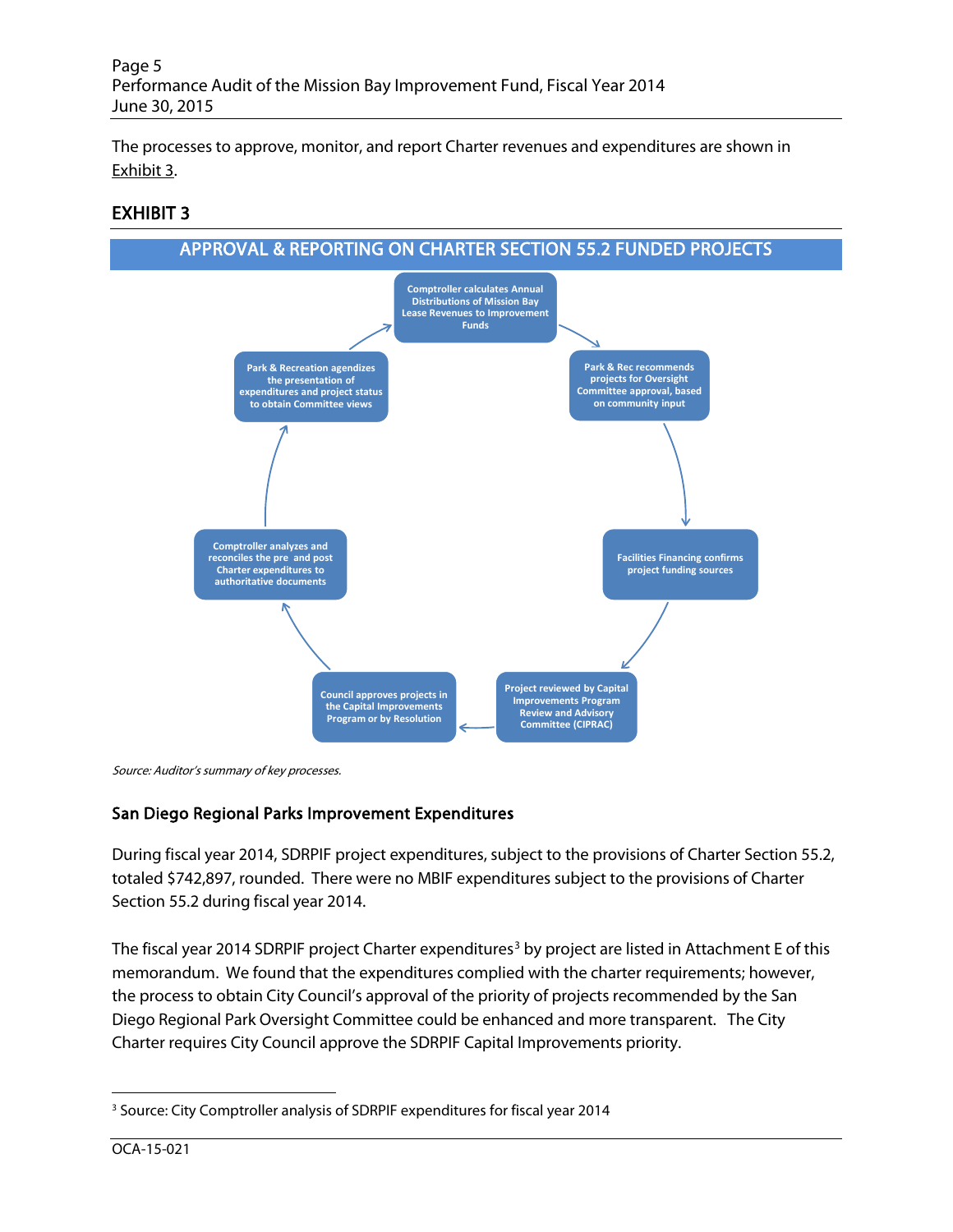The processes to approve, monitor, and report Charter revenues and expenditures are shown in Exhibit 3.

## EXHIBIT 3

### APPROVAL & REPORTING ON CHARTER SECTION 55.2 FUNDED PROJECTS

- Comptroller calculates Annual Distributions of Mission Bay Lease Revenues to Improvement Funds
- Park & Rec recommends projects for Oversight Committee approval, based on community input
- Facilities Financing confirms project funding sources
- Project reviewed by Capital Improvements Program Review and Advisory Committee (CIPRAC)
- Council approves projects in the Capital Improvements Program or by Resolution
- Comptroller analyzes and reconciles the pre and post Charter expenditures to authoritative documents
- Park & Recreation agendizes the presentation of expenditures and project status to obtain Committee views

*Source: Auditor's summary of key processes.*

### San Diego Regional Parks Improvement Expenditures

During fiscal year 2014, SDRPIF project expenditures, subject to the provisions of Charter Section 55.2, totaled $742,897, rounded. There were no MBIF expenditures subject to the provisions of Charter Section 55.2 during fiscal year 2014.

The fiscal year 2014 SDRPIF project Charter expenditures[3] by project are listed in Attachment E of this memorandum. We found that the expenditures complied with the charter requirements; however, the process to obtain City Council's approval of the priority of projects recommended by the San Diego Regional Park Oversight Committee could be enhanced and more transparent. The City Charter requires City Council approve the SDRPIF Capital Improvements priority.

[3] Source: City Comptroller analysis of SDRPIF expenditures for fiscal year 2014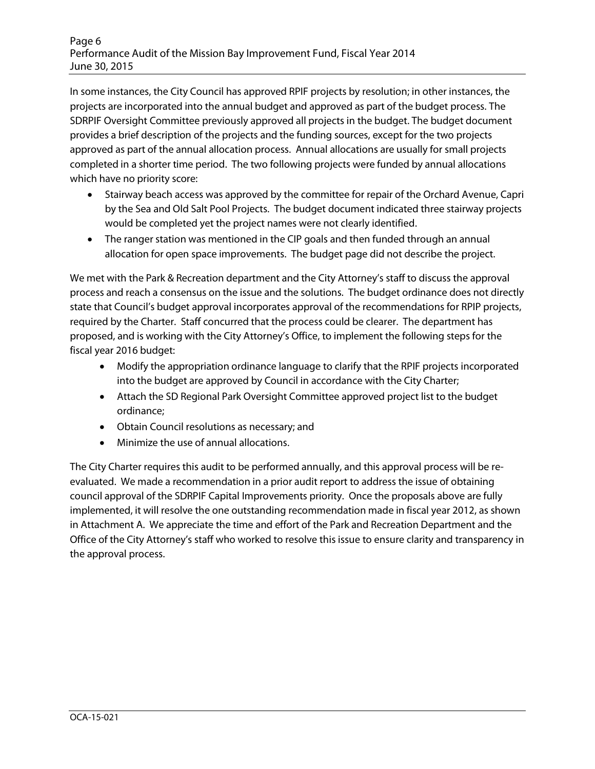In some instances, the City Council has approved RPIF projects by resolution; in other instances, the projects are incorporated into the annual budget and approved as part of the budget process. The SDRPIF Oversight Committee previously approved all projects in the budget. The budget document provides a brief description of the projects and the funding sources, except for the two projects approved as part of the annual allocation process. Annual allocations are usually for small projects completed in a shorter time period. The two following projects were funded by annual allocations which have no priority score:

- Stairway beach access was approved by the committee for repair of the Orchard Avenue, Capri by the Sea and Old Salt Pool Projects. The budget document indicated three stairway projects would be completed yet the project names were not clearly identified.
- The ranger station was mentioned in the CIP goals and then funded through an annual allocation for open space improvements. The budget page did not describe the project.

We met with the Park & Recreation department and the City Attorney's staff to discuss the approval process and reach a consensus on the issue and the solutions. The budget ordinance does not directly state that Council's budget approval incorporates approval of the recommendations for RPIP projects, required by the Charter. Staff concurred that the process could be clearer. The department has proposed, and is working with the City Attorney's Office, to implement the following steps for the fiscal year 2016 budget:

- Modify the appropriation ordinance language to clarify that the RPIF projects incorporated into the budget are approved by Council in accordance with the City Charter;
- Attach the SD Regional Park Oversight Committee approved project list to the budget ordinance;
- Obtain Council resolutions as necessary; and
- Minimize the use of annual allocations.

The City Charter requires this audit to be performed annually, and this approval process will be re-evaluated. We made a recommendation in a prior audit report to address the issue of obtaining council approval of the SDRPIF Capital Improvements priority. Once the proposals above are fully implemented, it will resolve the one outstanding recommendation made in fiscal year 2012, as shown in Attachment A. We appreciate the time and effort of the Park and Recreation Department and the Office of the City Attorney's staff who worked to resolve this issue to ensure clarity and transparency in the approval process.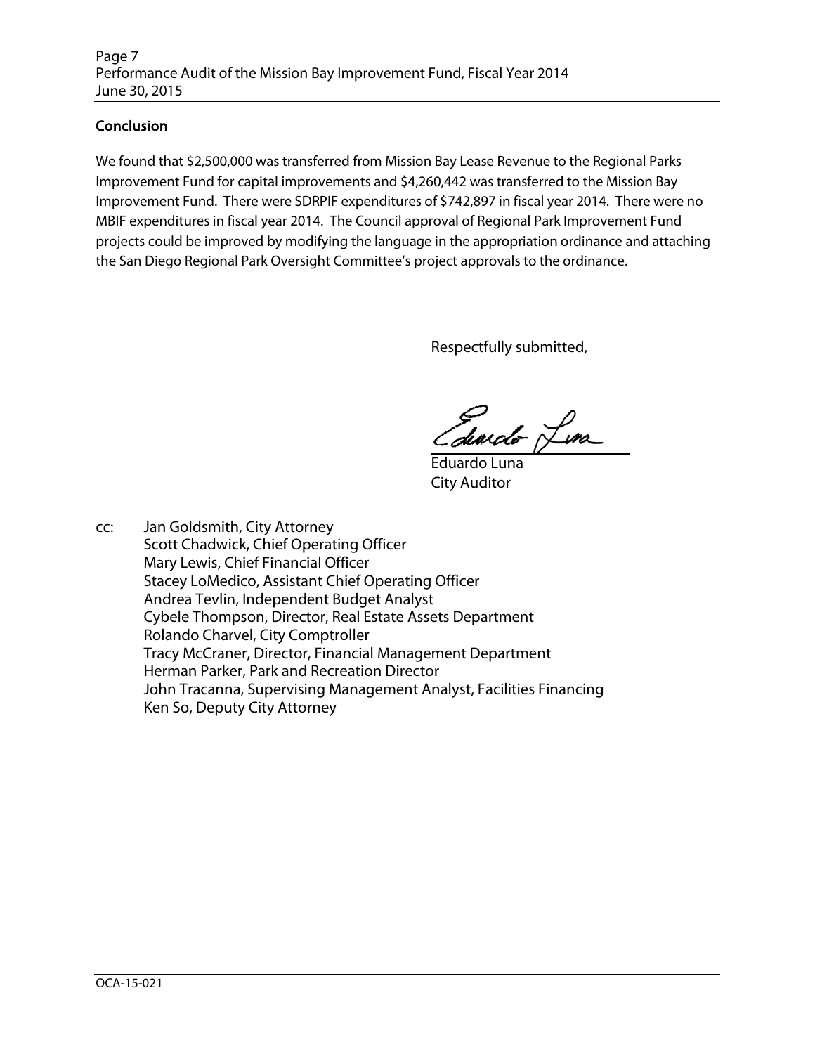## Conclusion

We found that $2,500,000 was transferred from Mission Bay Lease Revenue to the Regional Parks Improvement Fund for capital improvements and $4,260,442 was transferred to the Mission Bay Improvement Fund. There were SDRPIF expenditures of $742,897 in fiscal year 2014. There were no MBIF expenditures in fiscal year 2014. The Council approval of Regional Park Improvement Fund projects could be improved by modifying the language in the appropriation ordinance and attaching the San Diego Regional Park Oversight Committee's project approvals to the ordinance.

Respectfully submitted,

Eduardo Luna
City Auditor

cc: Jan Goldsmith, City Attorney
Scott Chadwick, Chief Operating Officer
Mary Lewis, Chief Financial Officer
Stacey LoMedico, Assistant Chief Operating Officer
Andrea Tevlin, Independent Budget Analyst
Cybele Thompson, Director, Real Estate Assets Department
Rolando Charvel, City Comptroller
Tracy McCraner, Director, Financial Management Department
Herman Parker, Park and Recreation Director
John Tracanna, Supervising Management Analyst, Facilities Financing
Ken So, Deputy City Attorney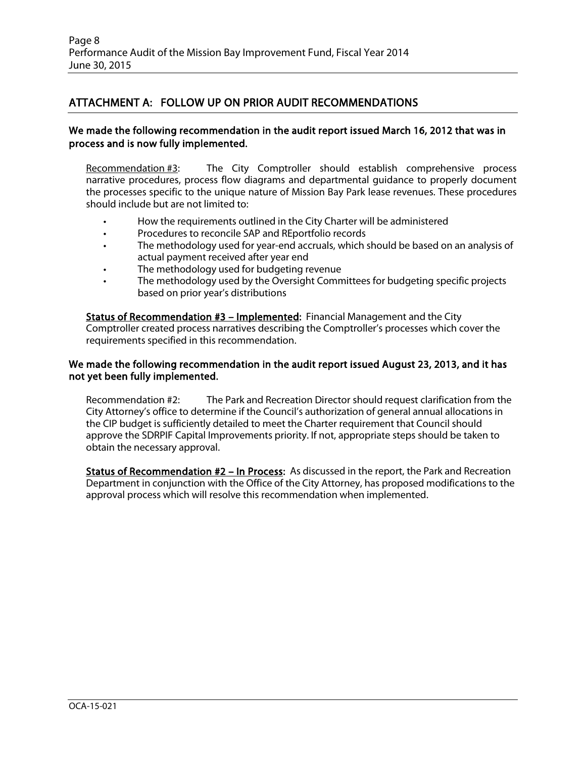## ATTACHMENT A: FOLLOW UP ON PRIOR AUDIT RECOMMENDATIONS

### We made the following recommendation in the audit report issued March 16, 2012 that was in process and is now fully implemented.

Recommendation #3: The City Comptroller should establish comprehensive process narrative procedures, process flow diagrams and departmental guidance to properly document the processes specific to the unique nature of Mission Bay Park lease revenues. These procedures should include but are not limited to:

- How the requirements outlined in the City Charter will be administered
- Procedures to reconcile SAP and REportfolio records
- The methodology used for year-end accruals, which should be based on an analysis of actual payment received after year end
- The methodology used for budgeting revenue
- The methodology used by the Oversight Committees for budgeting specific projects based on prior year's distributions

**Status of Recommendation #3 – Implemented:** Financial Management and the City Comptroller created process narratives describing the Comptroller's processes which cover the requirements specified in this recommendation.

### We made the following recommendation in the audit report issued August 23, 2013, and it has not yet been fully implemented.

Recommendation #2: The Park and Recreation Director should request clarification from the City Attorney's office to determine if the Council's authorization of general annual allocations in the CIP budget is sufficiently detailed to meet the Charter requirement that Council should approve the SDRPIF Capital Improvements priority. If not, appropriate steps should be taken to obtain the necessary approval.

**Status of Recommendation #2 – In Process:** As discussed in the report, the Park and Recreation Department in conjunction with the Office of the City Attorney, has proposed modifications to the approval process which will resolve this recommendation when implemented.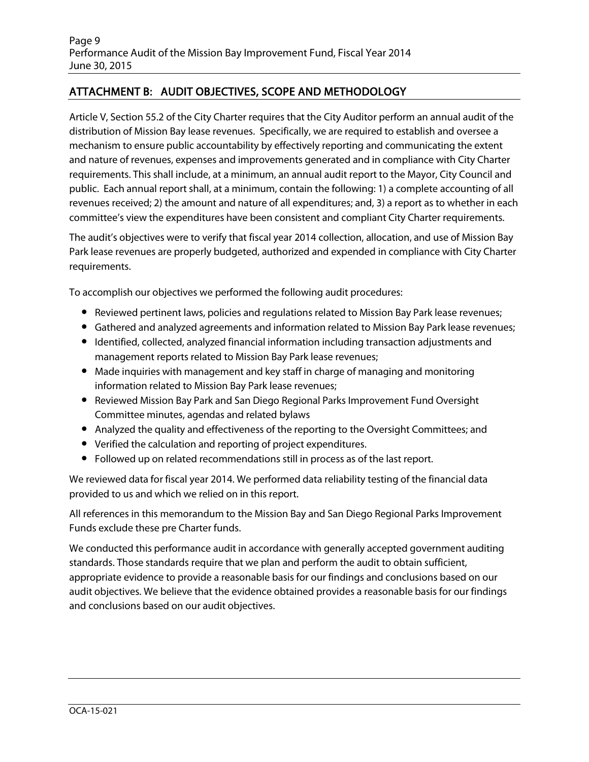## ATTACHMENT B: AUDIT OBJECTIVES, SCOPE AND METHODOLOGY

Article V, Section 55.2 of the City Charter requires that the City Auditor perform an annual audit of the distribution of Mission Bay lease revenues. Specifically, we are required to establish and oversee a mechanism to ensure public accountability by effectively reporting and communicating the extent and nature of revenues, expenses and improvements generated and in compliance with City Charter requirements. This shall include, at a minimum, an annual audit report to the Mayor, City Council and public. Each annual report shall, at a minimum, contain the following: 1) a complete accounting of all revenues received; 2) the amount and nature of all expenditures; and, 3) a report as to whether in each committee's view the expenditures have been consistent and compliant City Charter requirements.

The audit's objectives were to verify that fiscal year 2014 collection, allocation, and use of Mission Bay Park lease revenues are properly budgeted, authorized and expended in compliance with City Charter requirements.

To accomplish our objectives we performed the following audit procedures:

- Reviewed pertinent laws, policies and regulations related to Mission Bay Park lease revenues;
- Gathered and analyzed agreements and information related to Mission Bay Park lease revenues;
- Identified, collected, analyzed financial information including transaction adjustments and management reports related to Mission Bay Park lease revenues;
- Made inquiries with management and key staff in charge of managing and monitoring information related to Mission Bay Park lease revenues;
- Reviewed Mission Bay Park and San Diego Regional Parks Improvement Fund Oversight Committee minutes, agendas and related bylaws
- Analyzed the quality and effectiveness of the reporting to the Oversight Committees; and
- Verified the calculation and reporting of project expenditures.
- Followed up on related recommendations still in process as of the last report.

We reviewed data for fiscal year 2014. We performed data reliability testing of the financial data provided to us and which we relied on in this report.

All references in this memorandum to the Mission Bay and San Diego Regional Parks Improvement Funds exclude these pre Charter funds.

We conducted this performance audit in accordance with generally accepted government auditing standards. Those standards require that we plan and perform the audit to obtain sufficient, appropriate evidence to provide a reasonable basis for our findings and conclusions based on our audit objectives. We believe that the evidence obtained provides a reasonable basis for our findings and conclusions based on our audit objectives.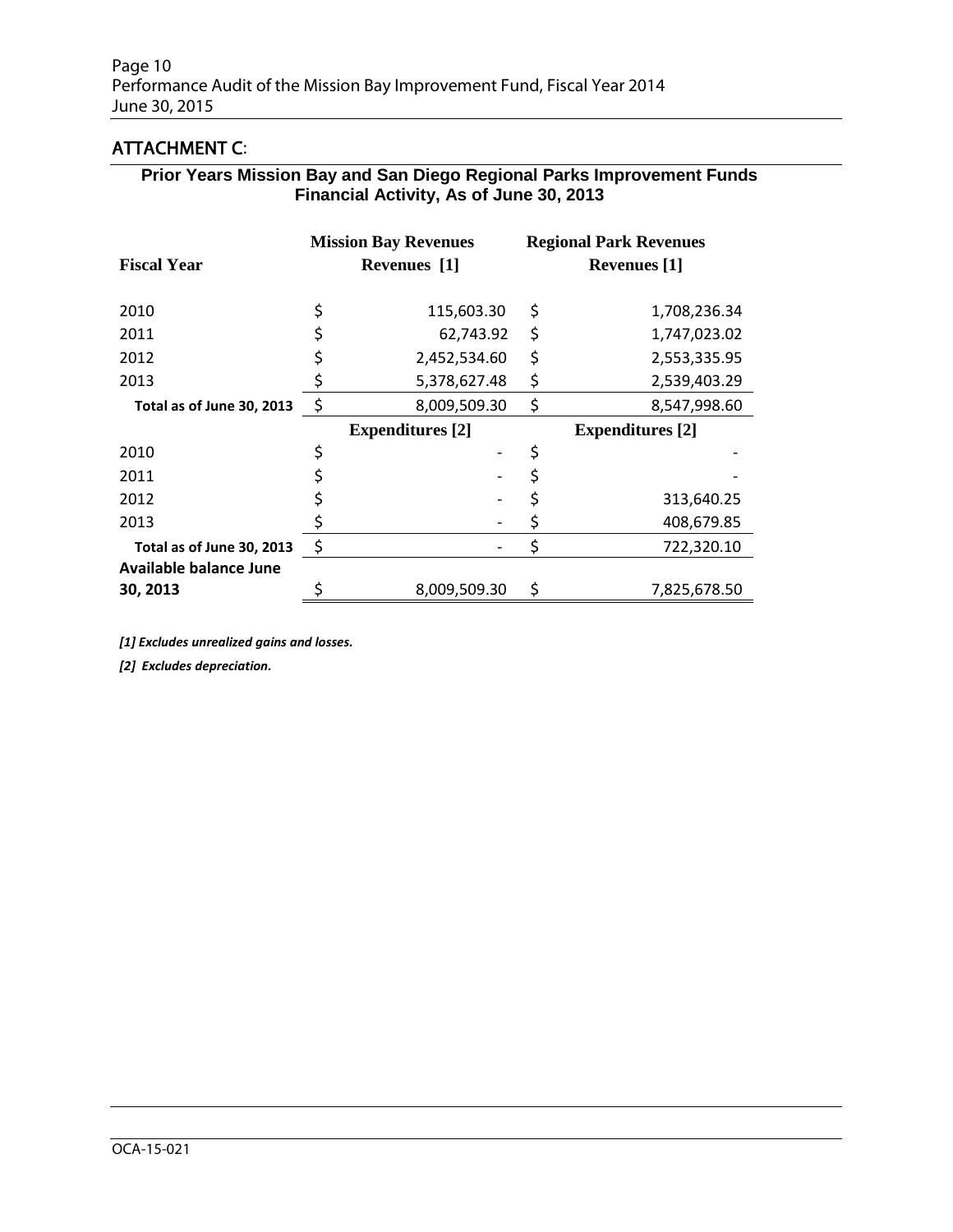## ATTACHMENT C:

### Prior Years Mission Bay and San Diego Regional Parks Improvement Funds Financial Activity, As of June 30, 2013

| Fiscal Year | Mission Bay Revenues | Regional Park Revenues |
|---|---|---|
| | **Revenues [1]** | **Revenues [1]** |
| 2010 | $ 115,603.30 | $ 1,708,236.34 |
| 2011 | $ 62,743.92 | $ 1,747,023.02 |
| 2012 | $ 2,452,534.60 | $ 2,553,335.95 |
| 2013 | $ 5,378,627.48 | $ 2,539,403.29 |
| **Total as of June 30, 2013** | $ 8,009,509.30 | $ 8,547,998.60 |
| | **Expenditures [2]** | **Expenditures [2]** |
| 2010 | $ - | $ - |
| 2011 | $ - | $ - |
| 2012 | $ - | $ 313,640.25 |
| 2013 | $ - | $ 408,679.85 |
| **Total as of June 30, 2013** | $ - | $ 722,320.10 |
| **Available balance June 30, 2013** | $ 8,009,509.30 | $ 7,825,678.50 |

***[1] Excludes unrealized gains and losses.***

***[2] Excludes depreciation.***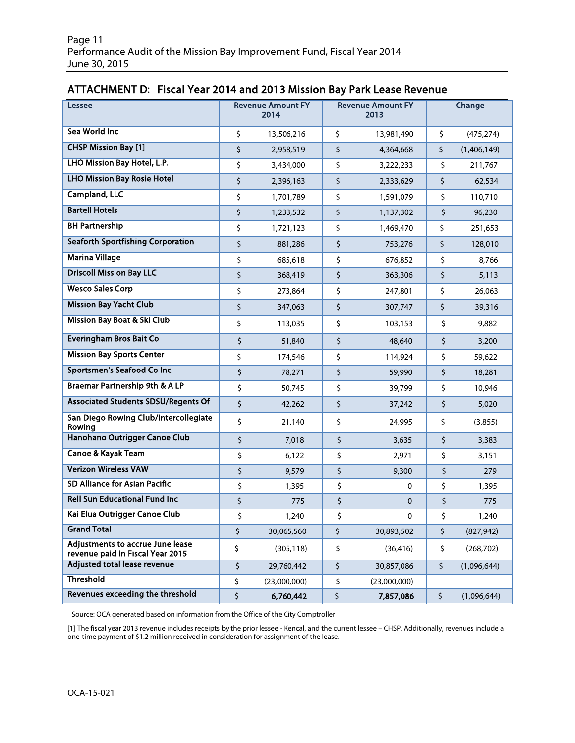## ATTACHMENT D: Fiscal Year 2014 and 2013 Mission Bay Park Lease Revenue

| Lessee | Revenue Amount FY 2014 | Revenue Amount FY 2013 | Change |
|---|---|---|---|
| Sea World Inc | $ 13,506,216 | $ 13,981,490 | $ (475,274) |
| CHSP Mission Bay [1] | $ 2,958,519 | $ 4,364,668 | $ (1,406,149) |
| LHO Mission Bay Hotel, L.P. | $ 3,434,000 | $ 3,222,233 | $ 211,767 |
| LHO Mission Bay Rosie Hotel | $ 2,396,163 | $ 2,333,629 | $ 62,534 |
| Campland, LLC | $ 1,701,789 | $ 1,591,079 | $ 110,710 |
| Bartell Hotels | $ 1,233,532 | $ 1,137,302 | $ 96,230 |
| BH Partnership | $ 1,721,123 | $ 1,469,470 | $ 251,653 |
| Seaforth Sportfishing Corporation | $ 881,286 | $ 753,276 | $ 128,010 |
| Marina Village | $ 685,618 | $ 676,852 | $ 8,766 |
| Driscoll Mission Bay LLC | $ 368,419 | $ 363,306 | $ 5,113 |
| Wesco Sales Corp | $ 273,864 | $ 247,801 | $ 26,063 |
| Mission Bay Yacht Club | $ 347,063 | $ 307,747 | $ 39,316 |
| Mission Bay Boat & Ski Club | $ 113,035 | $ 103,153 | $ 9,882 |
| Everingham Bros Bait Co | $ 51,840 | $ 48,640 | $ 3,200 |
| Mission Bay Sports Center | $ 174,546 | $ 114,924 | $ 59,622 |
| Sportsmen's Seafood Co Inc | $ 78,271 | $ 59,990 | $ 18,281 |
| Braemar Partnership 9th & A LP | $ 50,745 | $ 39,799 | $ 10,946 |
| Associated Students SDSU/Regents Of | $ 42,262 | $ 37,242 | $ 5,020 |
| San Diego Rowing Club/Intercollegiate Rowing | $ 21,140 | $ 24,995 | $ (3,855) |
| Hanohano Outrigger Canoe Club | $ 7,018 | $ 3,635 | $ 3,383 |
| Canoe & Kayak Team | $ 6,122 | $ 2,971 | $ 3,151 |
| Verizon Wireless VAW | $ 9,579 | $ 9,300 | $ 279 |
| SD Alliance for Asian Pacific | $ 1,395 | $ 0 | $ 1,395 |
| Rell Sun Educational Fund Inc | $ 775 | $ 0 | $ 775 |
| Kai Elua Outrigger Canoe Club | $ 1,240 | $ 0 | $ 1,240 |
| **Grand Total** | $ 30,065,560 | $ 30,893,502 | $ (827,942) |
| **Adjustments to accrue June lease revenue paid in Fiscal Year 2015** | $ (305,118) | $ (36,416) | $ (268,702) |
| **Adjusted total lease revenue** | $ 29,760,442 | $ 30,857,086 | $ (1,096,644) |
| **Threshold** | $ (23,000,000) | $ (23,000,000) | |
| **Revenues exceeding the threshold** | $ **6,760,442** | $ **7,857,086** | $ (1,096,644) |

Source: OCA generated based on information from the Office of the City Comptroller

[1] The fiscal year 2013 revenue includes receipts by the prior lessee - Kencal, and the current lessee – CHSP. Additionally, revenues include a one-time payment of $1.2 million received in consideration for assignment of the lease.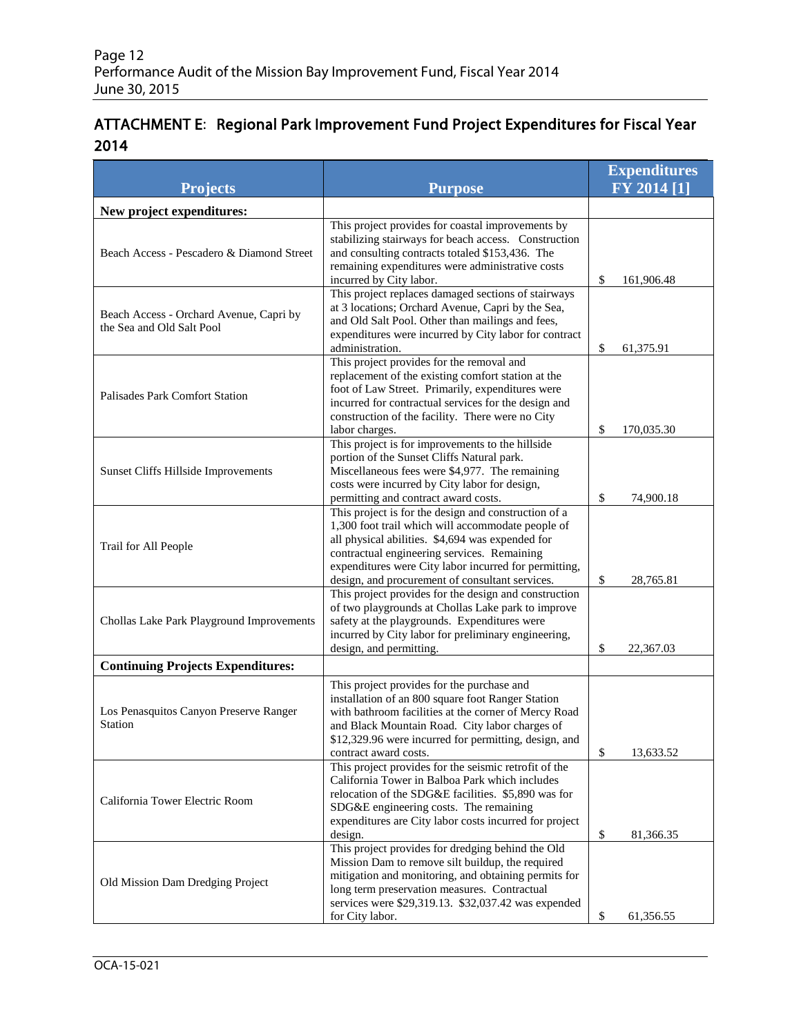## ATTACHMENT E: Regional Park Improvement Fund Project Expenditures for Fiscal Year 2014

| Projects | Purpose | Expenditures FY 2014 [1] |
|---|---|---|
| **New project expenditures:** | | |
| Beach Access - Pescadero & Diamond Street | This project provides for coastal improvements by stabilizing stairways for beach access. Construction and consulting contracts totaled $153,436. The remaining expenditures were administrative costs incurred by City labor. | $ 161,906.48 |
| Beach Access - Orchard Avenue, Capri by the Sea and Old Salt Pool | This project replaces damaged sections of stairways at 3 locations; Orchard Avenue, Capri by the Sea, and Old Salt Pool. Other than mailings and fees, expenditures were incurred by City labor for contract administration. | $ 61,375.91 |
| Palisades Park Comfort Station | This project provides for the removal and replacement of the existing comfort station at the foot of Law Street. Primarily, expenditures were incurred for contractual services for the design and construction of the facility. There were no City labor charges. | $ 170,035.30 |
| Sunset Cliffs Hillside Improvements | This project is for improvements to the hillside portion of the Sunset Cliffs Natural park. Miscellaneous fees were $4,977. The remaining costs were incurred by City labor for design, permitting and contract award costs. | $ 74,900.18 |
| Trail for All People | This project is for the design and construction of a 1,300 foot trail which will accommodate people of all physical abilities. $4,694 was expended for contractual engineering services. Remaining expenditures were City labor incurred for permitting, design, and procurement of consultant services. | $ 28,765.81 |
| Chollas Lake Park Playground Improvements | This project provides for the design and construction of two playgrounds at Chollas Lake park to improve safety at the playgrounds. Expenditures were incurred by City labor for preliminary engineering, design, and permitting. | $ 22,367.03 |
| **Continuing Projects Expenditures:** | | |
| Los Penasquitos Canyon Preserve Ranger Station | This project provides for the purchase and installation of an 800 square foot Ranger Station with bathroom facilities at the corner of Mercy Road and Black Mountain Road. City labor charges of $12,329.96 were incurred for permitting, design, and contract award costs. | $ 13,633.52 |
| California Tower Electric Room | This project provides for the seismic retrofit of the California Tower in Balboa Park which includes relocation of the SDG&E facilities. $5,890 was for SDG&E engineering costs. The remaining expenditures are City labor costs incurred for project design. | $ 81,366.35 |
| Old Mission Dam Dredging Project | This project provides for dredging behind the Old Mission Dam to remove silt buildup, the required mitigation and monitoring, and obtaining permits for long term preservation measures. Contractual services were $29,319.13. $32,037.42 was expended for City labor. | $ 61,356.55 |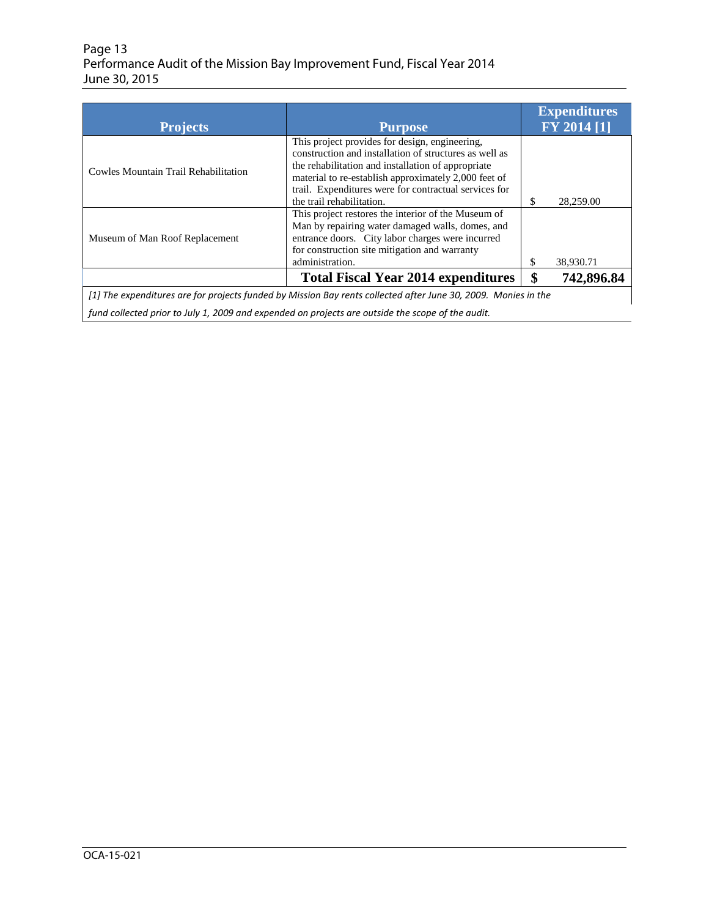| Projects | Purpose | Expenditures FY 2014 [1] |
| --- | --- | --- |
| Cowles Mountain Trail Rehabilitation | This project provides for design, engineering, construction and installation of structures as well as the rehabilitation and installation of appropriate material to re-establish approximately 2,000 feet of trail. Expenditures were for contractual services for the trail rehabilitation. | $ 28,259.00 |
| Museum of Man Roof Replacement | This project restores the interior of the Museum of Man by repairing water damaged walls, domes, and entrance doors. City labor charges were incurred for construction site mitigation and warranty administration. | $ 38,930.71 |
| | **Total Fiscal Year 2014 expenditures** | **$ 742,896.84** |

*[1] The expenditures are for projects funded by Mission Bay rents collected after June 30, 2009. Monies in the fund collected prior to July 1, 2009 and expended on projects are outside the scope of the audit.*